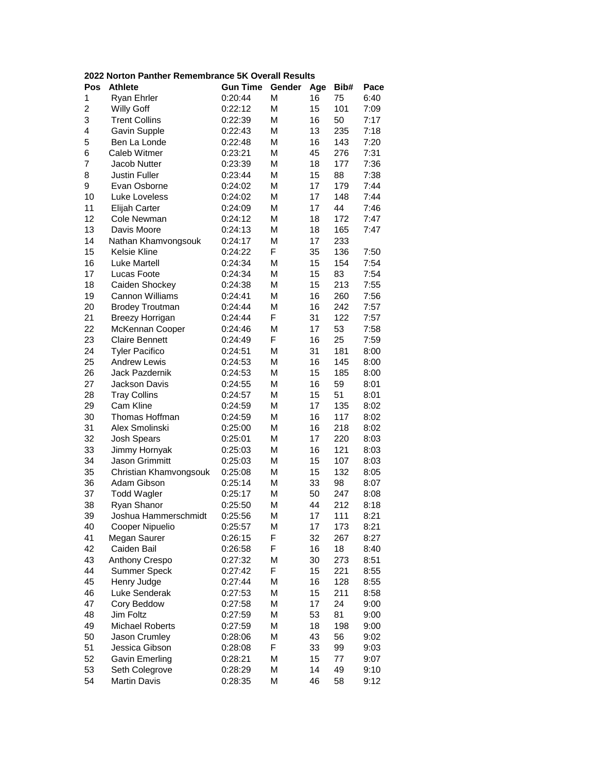**2022 Norton Panther Remembrance 5K Overall Results**

| Pos | Athlete | Gun Time | Gender | Age | Bib# | Pace |
|---|---|---|---|---|---|---|
| 1 | Ryan Ehrler | 0:20:44 | M | 16 | 75 | 6:40 |
| 2 | Willy Goff | 0:22:12 | M | 15 | 101 | 7:09 |
| 3 | Trent Collins | 0:22:39 | M | 16 | 50 | 7:17 |
| 4 | Gavin Supple | 0:22:43 | M | 13 | 235 | 7:18 |
| 5 | Ben La Londe | 0:22:48 | M | 16 | 143 | 7:20 |
| 6 | Caleb Witmer | 0:23:21 | M | 45 | 276 | 7:31 |
| 7 | Jacob Nutter | 0:23:39 | M | 18 | 177 | 7:36 |
| 8 | Justin Fuller | 0:23:44 | M | 15 | 88 | 7:38 |
| 9 | Evan Osborne | 0:24:02 | M | 17 | 179 | 7:44 |
| 10 | Luke Loveless | 0:24:02 | M | 17 | 148 | 7:44 |
| 11 | Elijah Carter | 0:24:09 | M | 17 | 44 | 7:46 |
| 12 | Cole Newman | 0:24:12 | M | 18 | 172 | 7:47 |
| 13 | Davis Moore | 0:24:13 | M | 18 | 165 | 7:47 |
| 14 | Nathan Khamvongsouk | 0:24:17 | M | 17 | 233 | |
| 15 | Kelsie Kline | 0:24:22 | F | 35 | 136 | 7:50 |
| 16 | Luke Martell | 0:24:34 | M | 15 | 154 | 7:54 |
| 17 | Lucas Foote | 0:24:34 | M | 15 | 83 | 7:54 |
| 18 | Caiden Shockey | 0:24:38 | M | 15 | 213 | 7:55 |
| 19 | Cannon Williams | 0:24:41 | M | 16 | 260 | 7:56 |
| 20 | Brodey Troutman | 0:24:44 | M | 16 | 242 | 7:57 |
| 21 | Breezy Horrigan | 0:24:44 | F | 31 | 122 | 7:57 |
| 22 | McKennan Cooper | 0:24:46 | M | 17 | 53 | 7:58 |
| 23 | Claire Bennett | 0:24:49 | F | 16 | 25 | 7:59 |
| 24 | Tyler Pacifico | 0:24:51 | M | 31 | 181 | 8:00 |
| 25 | Andrew Lewis | 0:24:53 | M | 16 | 145 | 8:00 |
| 26 | Jack Pazdernik | 0:24:53 | M | 15 | 185 | 8:00 |
| 27 | Jackson Davis | 0:24:55 | M | 16 | 59 | 8:01 |
| 28 | Tray Collins | 0:24:57 | M | 15 | 51 | 8:01 |
| 29 | Cam Kline | 0:24:59 | M | 17 | 135 | 8:02 |
| 30 | Thomas Hoffman | 0:24:59 | M | 16 | 117 | 8:02 |
| 31 | Alex Smolinski | 0:25:00 | M | 16 | 218 | 8:02 |
| 32 | Josh Spears | 0:25:01 | M | 17 | 220 | 8:03 |
| 33 | Jimmy Hornyak | 0:25:03 | M | 16 | 121 | 8:03 |
| 34 | Jason Grimmitt | 0:25:03 | M | 15 | 107 | 8:03 |
| 35 | Christian Khamvongsouk | 0:25:08 | M | 15 | 132 | 8:05 |
| 36 | Adam Gibson | 0:25:14 | M | 33 | 98 | 8:07 |
| 37 | Todd Wagler | 0:25:17 | M | 50 | 247 | 8:08 |
| 38 | Ryan Shanor | 0:25:50 | M | 44 | 212 | 8:18 |
| 39 | Joshua Hammerschmidt | 0:25:56 | M | 17 | 111 | 8:21 |
| 40 | Cooper Nipuelio | 0:25:57 | M | 17 | 173 | 8:21 |
| 41 | Megan Saurer | 0:26:15 | F | 32 | 267 | 8:27 |
| 42 | Caiden Bail | 0:26:58 | F | 16 | 18 | 8:40 |
| 43 | Anthony Crespo | 0:27:32 | M | 30 | 273 | 8:51 |
| 44 | Summer Speck | 0:27:42 | F | 15 | 221 | 8:55 |
| 45 | Henry Judge | 0:27:44 | M | 16 | 128 | 8:55 |
| 46 | Luke Senderak | 0:27:53 | M | 15 | 211 | 8:58 |
| 47 | Cory Beddow | 0:27:58 | M | 17 | 24 | 9:00 |
| 48 | Jim Foltz | 0:27:59 | M | 53 | 81 | 9:00 |
| 49 | Michael Roberts | 0:27:59 | M | 18 | 198 | 9:00 |
| 50 | Jason Crumley | 0:28:06 | M | 43 | 56 | 9:02 |
| 51 | Jessica Gibson | 0:28:08 | F | 33 | 99 | 9:03 |
| 52 | Gavin Emerling | 0:28:21 | M | 15 | 77 | 9:07 |
| 53 | Seth Colegrove | 0:28:29 | M | 14 | 49 | 9:10 |
| 54 | Martin Davis | 0:28:35 | M | 46 | 58 | 9:12 |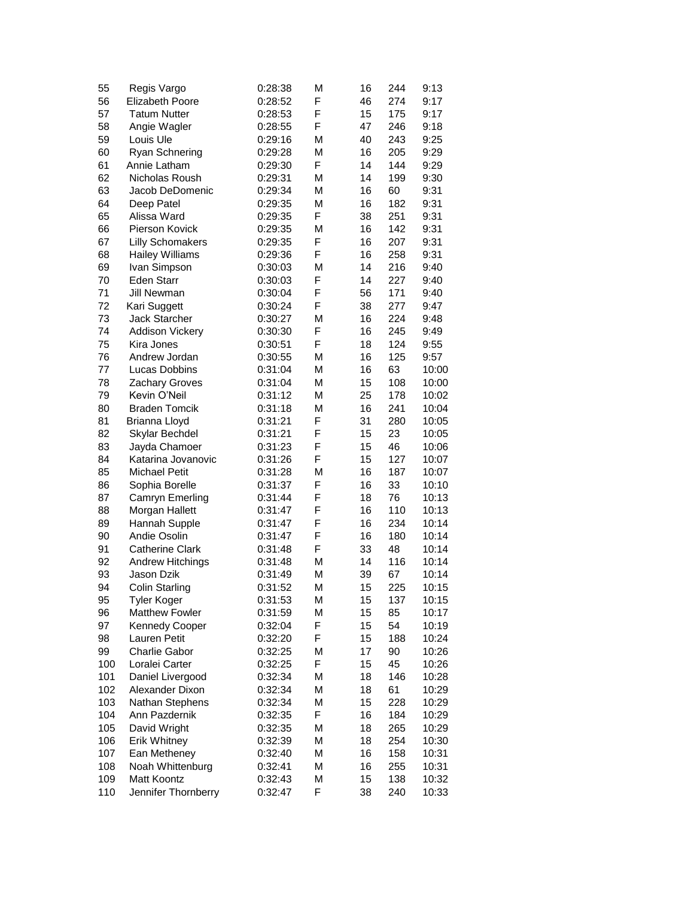| | | | | | | |
|---|---|---|---|---|---|---|
| 55 | Regis Vargo | 0:28:38 | M | 16 | 244 | 9:13 |
| 56 | Elizabeth Poore | 0:28:52 | F | 46 | 274 | 9:17 |
| 57 | Tatum Nutter | 0:28:53 | F | 15 | 175 | 9:17 |
| 58 | Angie Wagler | 0:28:55 | F | 47 | 246 | 9:18 |
| 59 | Louis Ule | 0:29:16 | M | 40 | 243 | 9:25 |
| 60 | Ryan Schnering | 0:29:28 | M | 16 | 205 | 9:29 |
| 61 | Annie Latham | 0:29:30 | F | 14 | 144 | 9:29 |
| 62 | Nicholas Roush | 0:29:31 | M | 14 | 199 | 9:30 |
| 63 | Jacob DeDomenic | 0:29:34 | M | 16 | 60 | 9:31 |
| 64 | Deep Patel | 0:29:35 | M | 16 | 182 | 9:31 |
| 65 | Alissa Ward | 0:29:35 | F | 38 | 251 | 9:31 |
| 66 | Pierson Kovick | 0:29:35 | M | 16 | 142 | 9:31 |
| 67 | Lilly Schomakers | 0:29:35 | F | 16 | 207 | 9:31 |
| 68 | Hailey Williams | 0:29:36 | F | 16 | 258 | 9:31 |
| 69 | Ivan Simpson | 0:30:03 | M | 14 | 216 | 9:40 |
| 70 | Eden Starr | 0:30:03 | F | 14 | 227 | 9:40 |
| 71 | Jill Newman | 0:30:04 | F | 56 | 171 | 9:40 |
| 72 | Kari Suggett | 0:30:24 | F | 38 | 277 | 9:47 |
| 73 | Jack Starcher | 0:30:27 | M | 16 | 224 | 9:48 |
| 74 | Addison Vickery | 0:30:30 | F | 16 | 245 | 9:49 |
| 75 | Kira Jones | 0:30:51 | F | 18 | 124 | 9:55 |
| 76 | Andrew Jordan | 0:30:55 | M | 16 | 125 | 9:57 |
| 77 | Lucas Dobbins | 0:31:04 | M | 16 | 63 | 10:00 |
| 78 | Zachary Groves | 0:31:04 | M | 15 | 108 | 10:00 |
| 79 | Kevin O'Neil | 0:31:12 | M | 25 | 178 | 10:02 |
| 80 | Braden Tomcik | 0:31:18 | M | 16 | 241 | 10:04 |
| 81 | Brianna Lloyd | 0:31:21 | F | 31 | 280 | 10:05 |
| 82 | Skylar Bechdel | 0:31:21 | F | 15 | 23 | 10:05 |
| 83 | Jayda Chamoer | 0:31:23 | F | 15 | 46 | 10:06 |
| 84 | Katarina Jovanovic | 0:31:26 | F | 15 | 127 | 10:07 |
| 85 | Michael Petit | 0:31:28 | M | 16 | 187 | 10:07 |
| 86 | Sophia Borelle | 0:31:37 | F | 16 | 33 | 10:10 |
| 87 | Camryn Emerling | 0:31:44 | F | 18 | 76 | 10:13 |
| 88 | Morgan Hallett | 0:31:47 | F | 16 | 110 | 10:13 |
| 89 | Hannah Supple | 0:31:47 | F | 16 | 234 | 10:14 |
| 90 | Andie Osolin | 0:31:47 | F | 16 | 180 | 10:14 |
| 91 | Catherine Clark | 0:31:48 | F | 33 | 48 | 10:14 |
| 92 | Andrew Hitchings | 0:31:48 | M | 14 | 116 | 10:14 |
| 93 | Jason Dzik | 0:31:49 | M | 39 | 67 | 10:14 |
| 94 | Colin Starling | 0:31:52 | M | 15 | 225 | 10:15 |
| 95 | Tyler Koger | 0:31:53 | M | 15 | 137 | 10:15 |
| 96 | Matthew Fowler | 0:31:59 | M | 15 | 85 | 10:17 |
| 97 | Kennedy Cooper | 0:32:04 | F | 15 | 54 | 10:19 |
| 98 | Lauren Petit | 0:32:20 | F | 15 | 188 | 10:24 |
| 99 | Charlie Gabor | 0:32:25 | M | 17 | 90 | 10:26 |
| 100 | Loralei Carter | 0:32:25 | F | 15 | 45 | 10:26 |
| 101 | Daniel Livergood | 0:32:34 | M | 18 | 146 | 10:28 |
| 102 | Alexander Dixon | 0:32:34 | M | 18 | 61 | 10:29 |
| 103 | Nathan Stephens | 0:32:34 | M | 15 | 228 | 10:29 |
| 104 | Ann Pazdernik | 0:32:35 | F | 16 | 184 | 10:29 |
| 105 | David Wright | 0:32:35 | M | 18 | 265 | 10:29 |
| 106 | Erik Whitney | 0:32:39 | M | 18 | 254 | 10:30 |
| 107 | Ean Metheney | 0:32:40 | M | 16 | 158 | 10:31 |
| 108 | Noah Whittenburg | 0:32:41 | M | 16 | 255 | 10:31 |
| 109 | Matt Koontz | 0:32:43 | M | 15 | 138 | 10:32 |
| 110 | Jennifer Thornberry | 0:32:47 | F | 38 | 240 | 10:33 |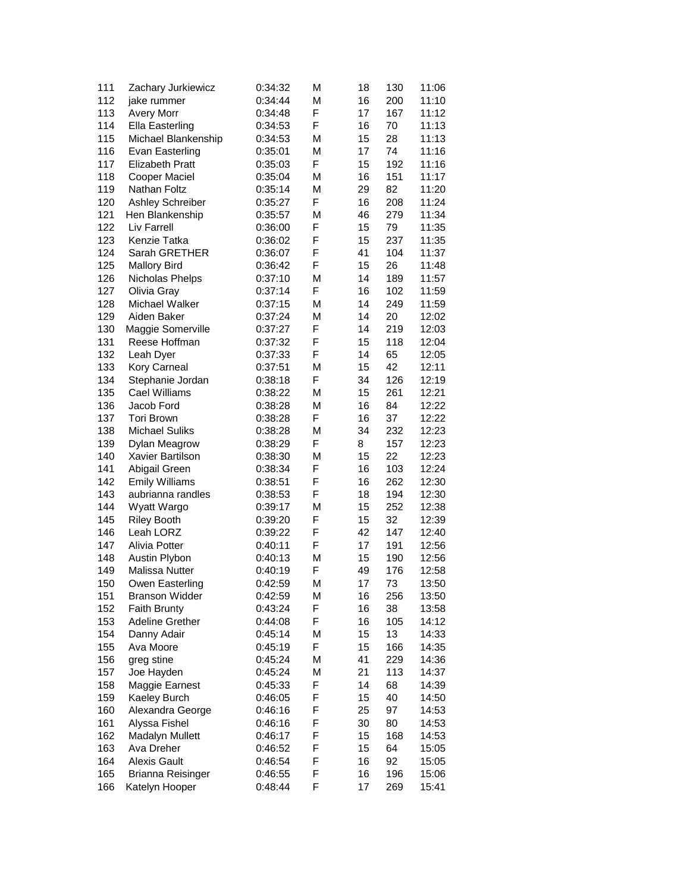| | | | | | | |
|---|---|---|---|---|---|---|
| 111 | Zachary Jurkiewicz | 0:34:32 | M | 18 | 130 | 11:06 |
| 112 | jake rummer | 0:34:44 | M | 16 | 200 | 11:10 |
| 113 | Avery Morr | 0:34:48 | F | 17 | 167 | 11:12 |
| 114 | Ella Easterling | 0:34:53 | F | 16 | 70 | 11:13 |
| 115 | Michael Blankenship | 0:34:53 | M | 15 | 28 | 11:13 |
| 116 | Evan Easterling | 0:35:01 | M | 17 | 74 | 11:16 |
| 117 | Elizabeth Pratt | 0:35:03 | F | 15 | 192 | 11:16 |
| 118 | Cooper Maciel | 0:35:04 | M | 16 | 151 | 11:17 |
| 119 | Nathan Foltz | 0:35:14 | M | 29 | 82 | 11:20 |
| 120 | Ashley Schreiber | 0:35:27 | F | 16 | 208 | 11:24 |
| 121 | Hen Blankenship | 0:35:57 | M | 46 | 279 | 11:34 |
| 122 | Liv Farrell | 0:36:00 | F | 15 | 79 | 11:35 |
| 123 | Kenzie Tatka | 0:36:02 | F | 15 | 237 | 11:35 |
| 124 | Sarah GRETHER | 0:36:07 | F | 41 | 104 | 11:37 |
| 125 | Mallory Bird | 0:36:42 | F | 15 | 26 | 11:48 |
| 126 | Nicholas Phelps | 0:37:10 | M | 14 | 189 | 11:57 |
| 127 | Olivia Gray | 0:37:14 | F | 16 | 102 | 11:59 |
| 128 | Michael Walker | 0:37:15 | M | 14 | 249 | 11:59 |
| 129 | Aiden Baker | 0:37:24 | M | 14 | 20 | 12:02 |
| 130 | Maggie Somerville | 0:37:27 | F | 14 | 219 | 12:03 |
| 131 | Reese Hoffman | 0:37:32 | F | 15 | 118 | 12:04 |
| 132 | Leah Dyer | 0:37:33 | F | 14 | 65 | 12:05 |
| 133 | Kory Carneal | 0:37:51 | M | 15 | 42 | 12:11 |
| 134 | Stephanie Jordan | 0:38:18 | F | 34 | 126 | 12:19 |
| 135 | Cael Williams | 0:38:22 | M | 15 | 261 | 12:21 |
| 136 | Jacob Ford | 0:38:28 | M | 16 | 84 | 12:22 |
| 137 | Tori Brown | 0:38:28 | F | 16 | 37 | 12:22 |
| 138 | Michael Suliks | 0:38:28 | M | 34 | 232 | 12:23 |
| 139 | Dylan Meagrow | 0:38:29 | F | 8 | 157 | 12:23 |
| 140 | Xavier Bartilson | 0:38:30 | M | 15 | 22 | 12:23 |
| 141 | Abigail Green | 0:38:34 | F | 16 | 103 | 12:24 |
| 142 | Emily Williams | 0:38:51 | F | 16 | 262 | 12:30 |
| 143 | aubrianna randles | 0:38:53 | F | 18 | 194 | 12:30 |
| 144 | Wyatt Wargo | 0:39:17 | M | 15 | 252 | 12:38 |
| 145 | Riley Booth | 0:39:20 | F | 15 | 32 | 12:39 |
| 146 | Leah LORZ | 0:39:22 | F | 42 | 147 | 12:40 |
| 147 | Alivia Potter | 0:40:11 | F | 17 | 191 | 12:56 |
| 148 | Austin Plybon | 0:40:13 | M | 15 | 190 | 12:56 |
| 149 | Malissa Nutter | 0:40:19 | F | 49 | 176 | 12:58 |
| 150 | Owen Easterling | 0:42:59 | M | 17 | 73 | 13:50 |
| 151 | Branson Widder | 0:42:59 | M | 16 | 256 | 13:50 |
| 152 | Faith Brunty | 0:43:24 | F | 16 | 38 | 13:58 |
| 153 | Adeline Grether | 0:44:08 | F | 16 | 105 | 14:12 |
| 154 | Danny Adair | 0:45:14 | M | 15 | 13 | 14:33 |
| 155 | Ava Moore | 0:45:19 | F | 15 | 166 | 14:35 |
| 156 | greg stine | 0:45:24 | M | 41 | 229 | 14:36 |
| 157 | Joe Hayden | 0:45:24 | M | 21 | 113 | 14:37 |
| 158 | Maggie Earnest | 0:45:33 | F | 14 | 68 | 14:39 |
| 159 | Kaeley Burch | 0:46:05 | F | 15 | 40 | 14:50 |
| 160 | Alexandra George | 0:46:16 | F | 25 | 97 | 14:53 |
| 161 | Alyssa Fishel | 0:46:16 | F | 30 | 80 | 14:53 |
| 162 | Madalyn Mullett | 0:46:17 | F | 15 | 168 | 14:53 |
| 163 | Ava Dreher | 0:46:52 | F | 15 | 64 | 15:05 |
| 164 | Alexis Gault | 0:46:54 | F | 16 | 92 | 15:05 |
| 165 | Brianna Reisinger | 0:46:55 | F | 16 | 196 | 15:06 |
| 166 | Katelyn Hooper | 0:48:44 | F | 17 | 269 | 15:41 |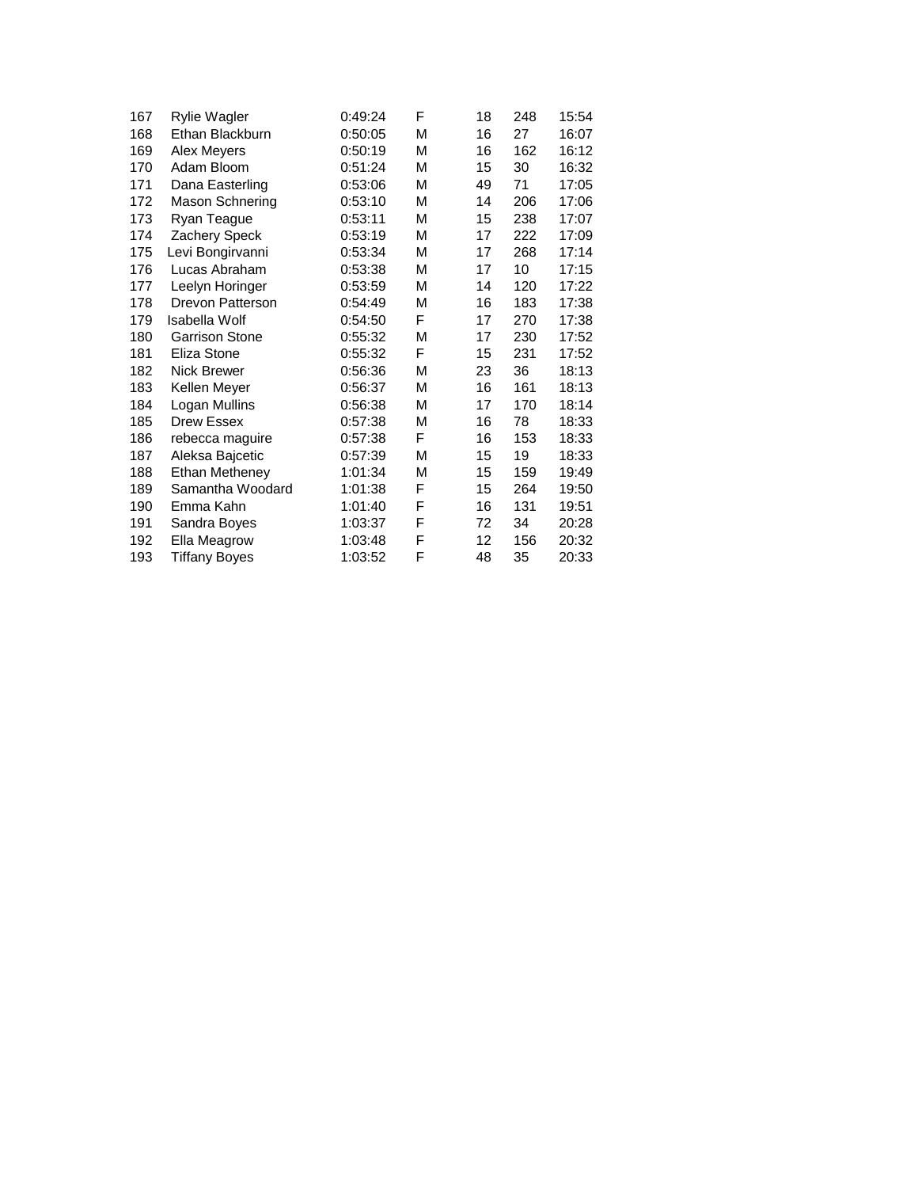| | | | | | | |
|---|---|---|---|---|---|---|
| 167 | Rylie Wagler | 0:49:24 | F | 18 | 248 | 15:54 |
| 168 | Ethan Blackburn | 0:50:05 | M | 16 | 27 | 16:07 |
| 169 | Alex Meyers | 0:50:19 | M | 16 | 162 | 16:12 |
| 170 | Adam Bloom | 0:51:24 | M | 15 | 30 | 16:32 |
| 171 | Dana Easterling | 0:53:06 | M | 49 | 71 | 17:05 |
| 172 | Mason Schnering | 0:53:10 | M | 14 | 206 | 17:06 |
| 173 | Ryan Teague | 0:53:11 | M | 15 | 238 | 17:07 |
| 174 | Zachery Speck | 0:53:19 | M | 17 | 222 | 17:09 |
| 175 | Levi Bongirvanni | 0:53:34 | M | 17 | 268 | 17:14 |
| 176 | Lucas Abraham | 0:53:38 | M | 17 | 10 | 17:15 |
| 177 | Leelyn Horinger | 0:53:59 | M | 14 | 120 | 17:22 |
| 178 | Drevon Patterson | 0:54:49 | M | 16 | 183 | 17:38 |
| 179 | Isabella Wolf | 0:54:50 | F | 17 | 270 | 17:38 |
| 180 | Garrison Stone | 0:55:32 | M | 17 | 230 | 17:52 |
| 181 | Eliza Stone | 0:55:32 | F | 15 | 231 | 17:52 |
| 182 | Nick Brewer | 0:56:36 | M | 23 | 36 | 18:13 |
| 183 | Kellen Meyer | 0:56:37 | M | 16 | 161 | 18:13 |
| 184 | Logan Mullins | 0:56:38 | M | 17 | 170 | 18:14 |
| 185 | Drew Essex | 0:57:38 | M | 16 | 78 | 18:33 |
| 186 | rebecca maguire | 0:57:38 | F | 16 | 153 | 18:33 |
| 187 | Aleksa Bajcetic | 0:57:39 | M | 15 | 19 | 18:33 |
| 188 | Ethan Metheney | 1:01:34 | M | 15 | 159 | 19:49 |
| 189 | Samantha Woodard | 1:01:38 | F | 15 | 264 | 19:50 |
| 190 | Emma Kahn | 1:01:40 | F | 16 | 131 | 19:51 |
| 191 | Sandra Boyes | 1:03:37 | F | 72 | 34 | 20:28 |
| 192 | Ella Meagrow | 1:03:48 | F | 12 | 156 | 20:32 |
| 193 | Tiffany Boyes | 1:03:52 | F | 48 | 35 | 20:33 |